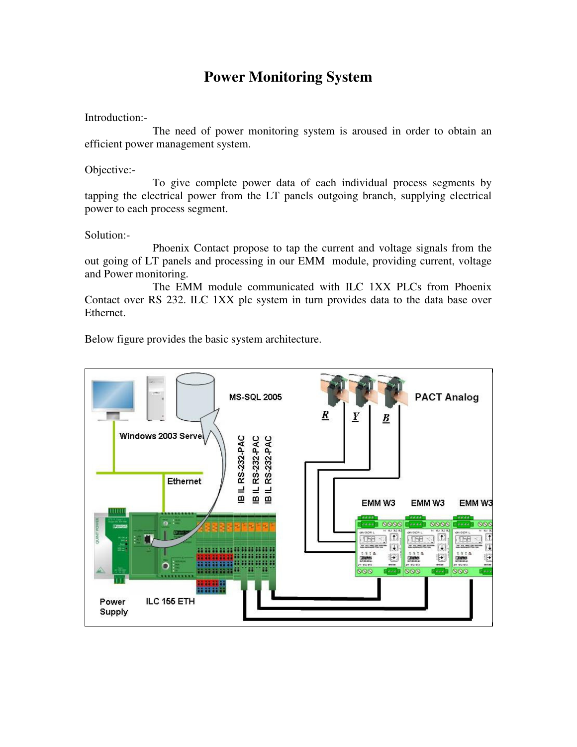# Power Monitoring System

Introduction:-

The need of power monitoring system is aroused in order to obtain an efficient power management system.

Objective:-

To give complete power data of each individual process segments by tapping the electrical power from the LT panels outgoing branch, supplying electrical power to each process segment.

Solution:-

Phoenix Contact propose to tap the current and voltage signals from the out going of LT panels and processing in our EMM module, providing current, voltage and Power monitoring.

The EMM module communicated with ILC 1XX PLCs from Phoenix Contact over RS 232. ILC 1XX plc system in turn provides data to the data base over Ethernet.

Below figure provides the basic system architecture.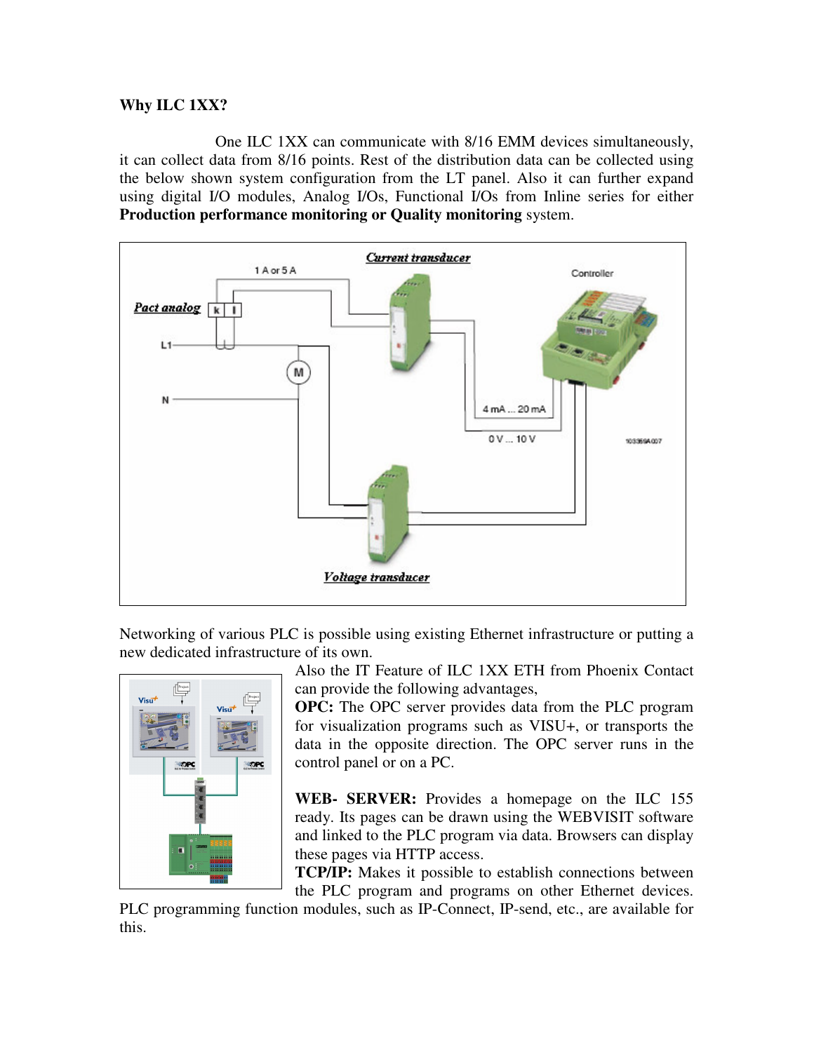**Why ILC 1XX?**

One ILC 1XX can communicate with 8/16 EMM devices simultaneously, it can collect data from 8/16 points. Rest of the distribution data can be collected using the below shown system configuration from the LT panel. Also it can further expand using digital I/O modules, Analog I/Os, Functional I/Os from Inline series for either **Production performance monitoring or Quality monitoring** system.

Networking of various PLC is possible using existing Ethernet infrastructure or putting a new dedicated infrastructure of its own.

Also the IT Feature of ILC 1XX ETH from Phoenix Contact can provide the following advantages,

**OPC:** The OPC server provides data from the PLC program for visualization programs such as VISU+, or transports the data in the opposite direction. The OPC server runs in the control panel or on a PC.

**WEB- SERVER:** Provides a homepage on the ILC 155 ready. Its pages can be drawn using the WEBVISIT software and linked to the PLC program via data. Browsers can display these pages via HTTP access.

**TCP/IP:** Makes it possible to establish connections between the PLC program and programs on other Ethernet devices. PLC programming function modules, such as IP-Connect, IP-send, etc., are available for this.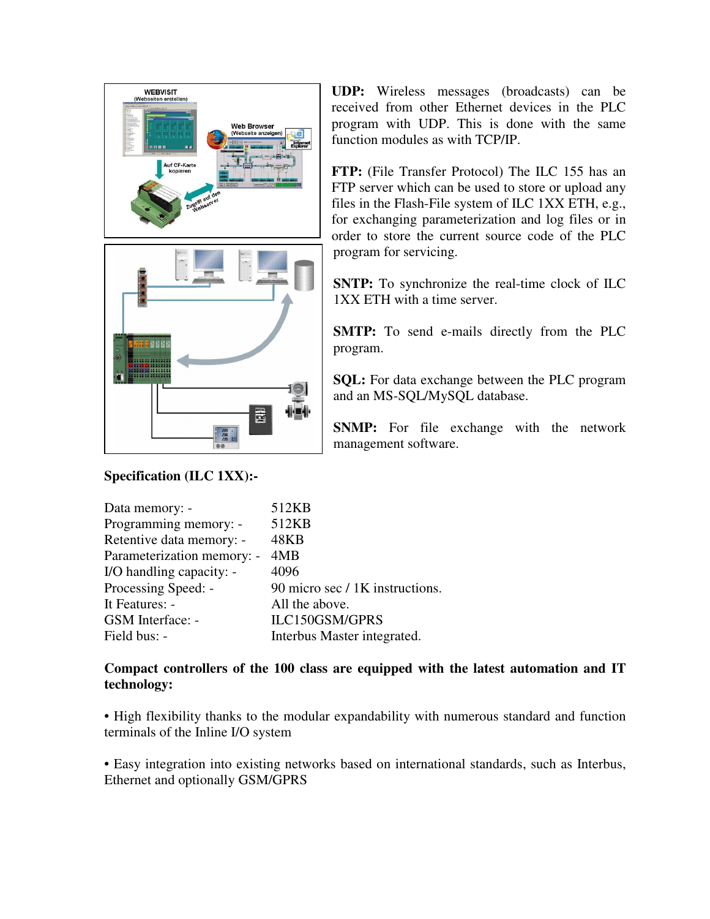**UDP:** Wireless messages (broadcasts) can be received from other Ethernet devices in the PLC program with UDP. This is done with the same function modules as with TCP/IP.

**FTP:** (File Transfer Protocol) The ILC 155 has an FTP server which can be used to store or upload any files in the Flash-File system of ILC 1XX ETH, e.g., for exchanging parameterization and log files or in order to store the current source code of the PLC program for servicing.

**SNTP:** To synchronize the real-time clock of ILC 1XX ETH with a time server.

**SMTP:** To send e-mails directly from the PLC program.

**SQL:** For data exchange between the PLC program and an MS-SQL/MySQL database.

**SNMP:** For file exchange with the network management software.

**Specification (ILC 1XX):-**

| | |
|---|---|
| Data memory: - | 512KB |
| Programming memory: - | 512KB |
| Retentive data memory: - | 48KB |
| Parameterization memory: - | 4MB |
| I/O handling capacity: - | 4096 |
| Processing Speed: - | 90 micro sec / 1K instructions. |
| It Features: - | All the above. |
| GSM Interface: - | ILC150GSM/GPRS |
| Field bus: - | Interbus Master integrated. |

**Compact controllers of the 100 class are equipped with the latest automation and IT technology:**

• High flexibility thanks to the modular expandability with numerous standard and function terminals of the Inline I/O system

• Easy integration into existing networks based on international standards, such as Interbus, Ethernet and optionally GSM/GPRS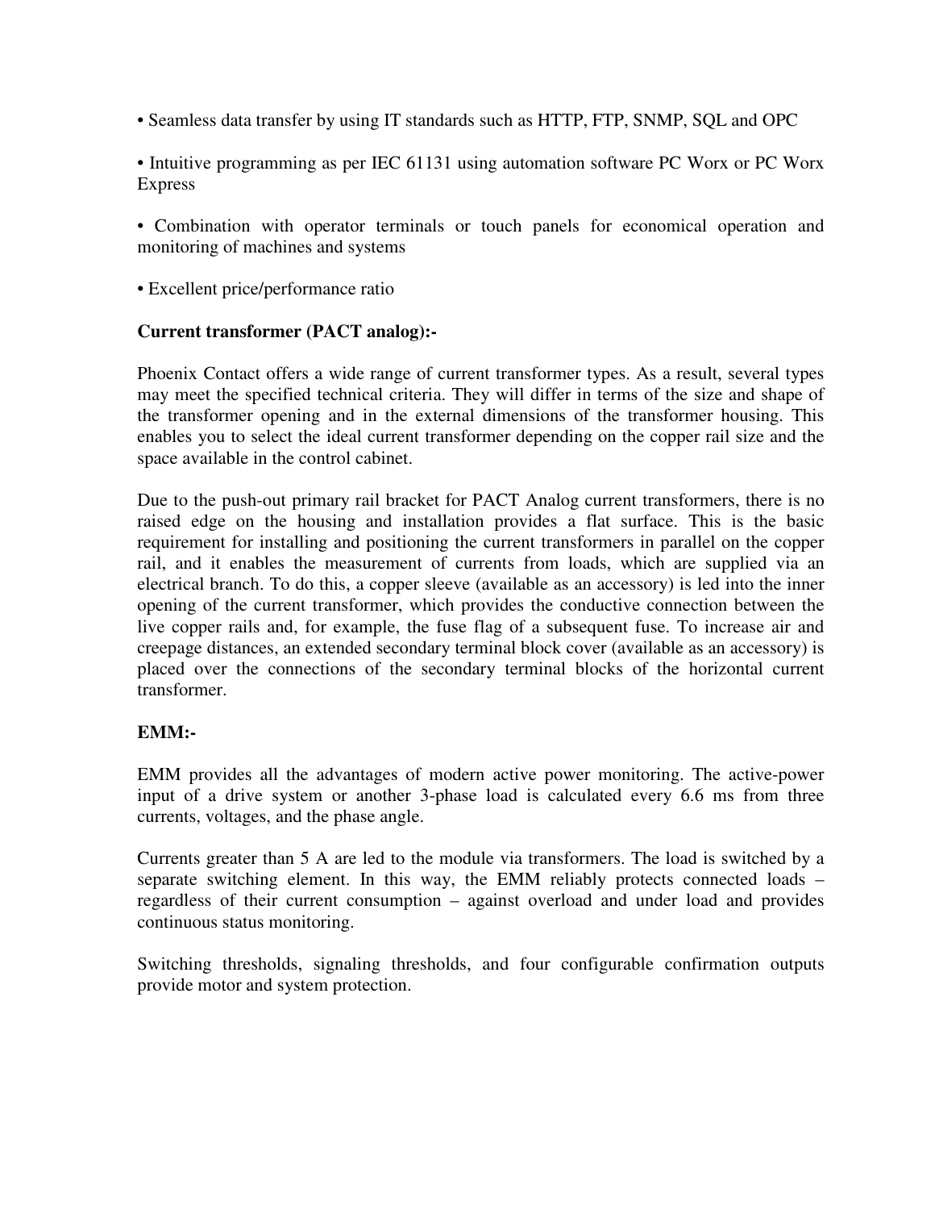• Seamless data transfer by using IT standards such as HTTP, FTP, SNMP, SQL and OPC

• Intuitive programming as per IEC 61131 using automation software PC Worx or PC Worx Express

• Combination with operator terminals or touch panels for economical operation and monitoring of machines and systems

• Excellent price/performance ratio

**Current transformer (PACT analog):-**

Phoenix Contact offers a wide range of current transformer types. As a result, several types may meet the specified technical criteria. They will differ in terms of the size and shape of the transformer opening and in the external dimensions of the transformer housing. This enables you to select the ideal current transformer depending on the copper rail size and the space available in the control cabinet.

Due to the push-out primary rail bracket for PACT Analog current transformers, there is no raised edge on the housing and installation provides a flat surface. This is the basic requirement for installing and positioning the current transformers in parallel on the copper rail, and it enables the measurement of currents from loads, which are supplied via an electrical branch. To do this, a copper sleeve (available as an accessory) is led into the inner opening of the current transformer, which provides the conductive connection between the live copper rails and, for example, the fuse flag of a subsequent fuse. To increase air and creepage distances, an extended secondary terminal block cover (available as an accessory) is placed over the connections of the secondary terminal blocks of the horizontal current transformer.

**EMM:-**

EMM provides all the advantages of modern active power monitoring. The active-power input of a drive system or another 3-phase load is calculated every 6.6 ms from three currents, voltages, and the phase angle.

Currents greater than 5 A are led to the module via transformers. The load is switched by a separate switching element. In this way, the EMM reliably protects connected loads – regardless of their current consumption – against overload and under load and provides continuous status monitoring.

Switching thresholds, signaling thresholds, and four configurable confirmation outputs provide motor and system protection.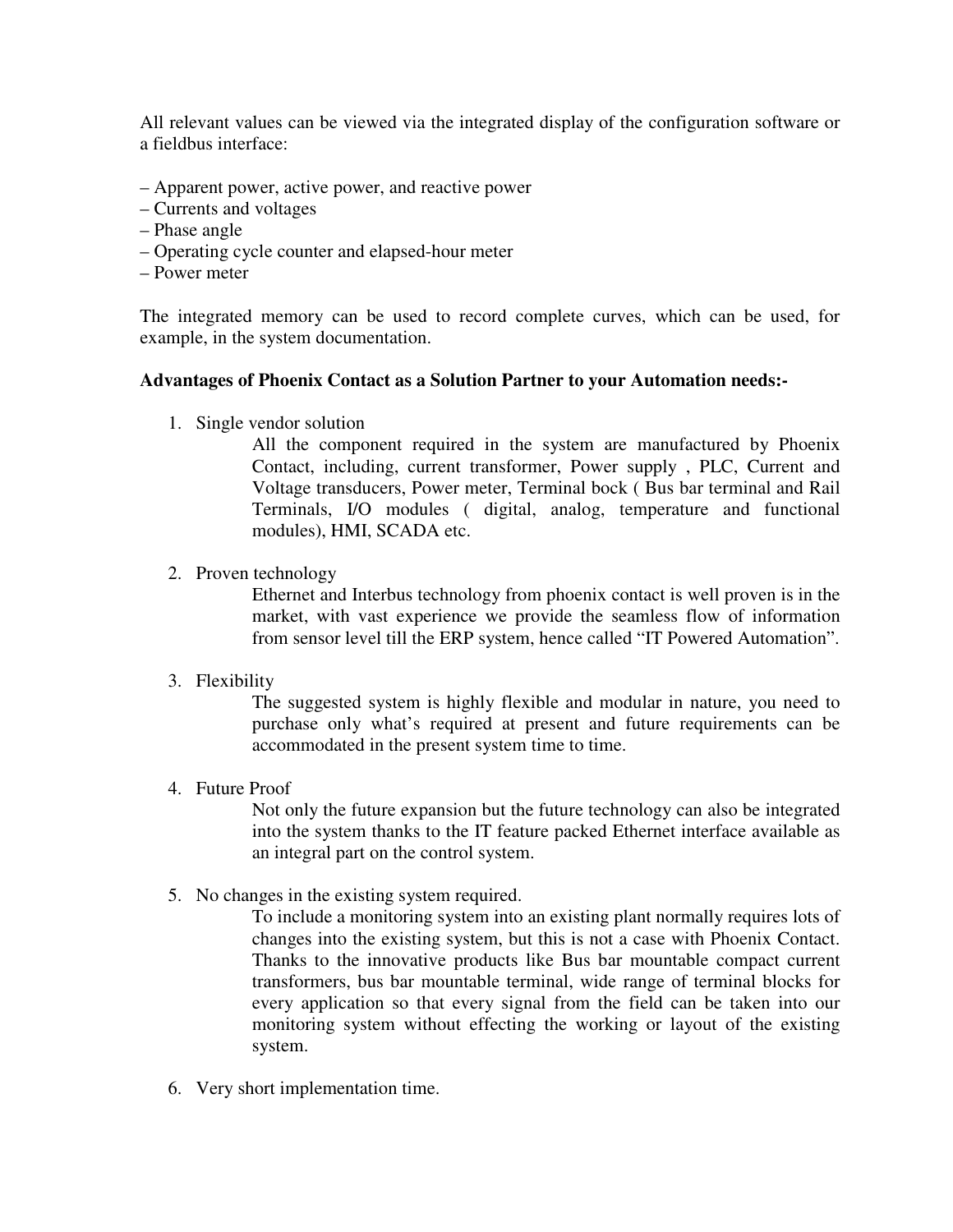All relevant values can be viewed via the integrated display of the configuration software or a fieldbus interface:

– Apparent power, active power, and reactive power
– Currents and voltages
– Phase angle
– Operating cycle counter and elapsed-hour meter
– Power meter

The integrated memory can be used to record complete curves, which can be used, for example, in the system documentation.

**Advantages of Phoenix Contact as a Solution Partner to your Automation needs:-**

1. Single vendor solution

   All the component required in the system are manufactured by Phoenix Contact, including, current transformer, Power supply , PLC, Current and Voltage transducers, Power meter, Terminal bock ( Bus bar terminal and Rail Terminals, I/O modules ( digital, analog, temperature and functional modules), HMI, SCADA etc.

2. Proven technology

   Ethernet and Interbus technology from phoenix contact is well proven is in the market, with vast experience we provide the seamless flow of information from sensor level till the ERP system, hence called "IT Powered Automation".

3. Flexibility

   The suggested system is highly flexible and modular in nature, you need to purchase only what's required at present and future requirements can be accommodated in the present system time to time.

4. Future Proof

   Not only the future expansion but the future technology can also be integrated into the system thanks to the IT feature packed Ethernet interface available as an integral part on the control system.

5. No changes in the existing system required.

   To include a monitoring system into an existing plant normally requires lots of changes into the existing system, but this is not a case with Phoenix Contact. Thanks to the innovative products like Bus bar mountable compact current transformers, bus bar mountable terminal, wide range of terminal blocks for every application so that every signal from the field can be taken into our monitoring system without effecting the working or layout of the existing system.

6. Very short implementation time.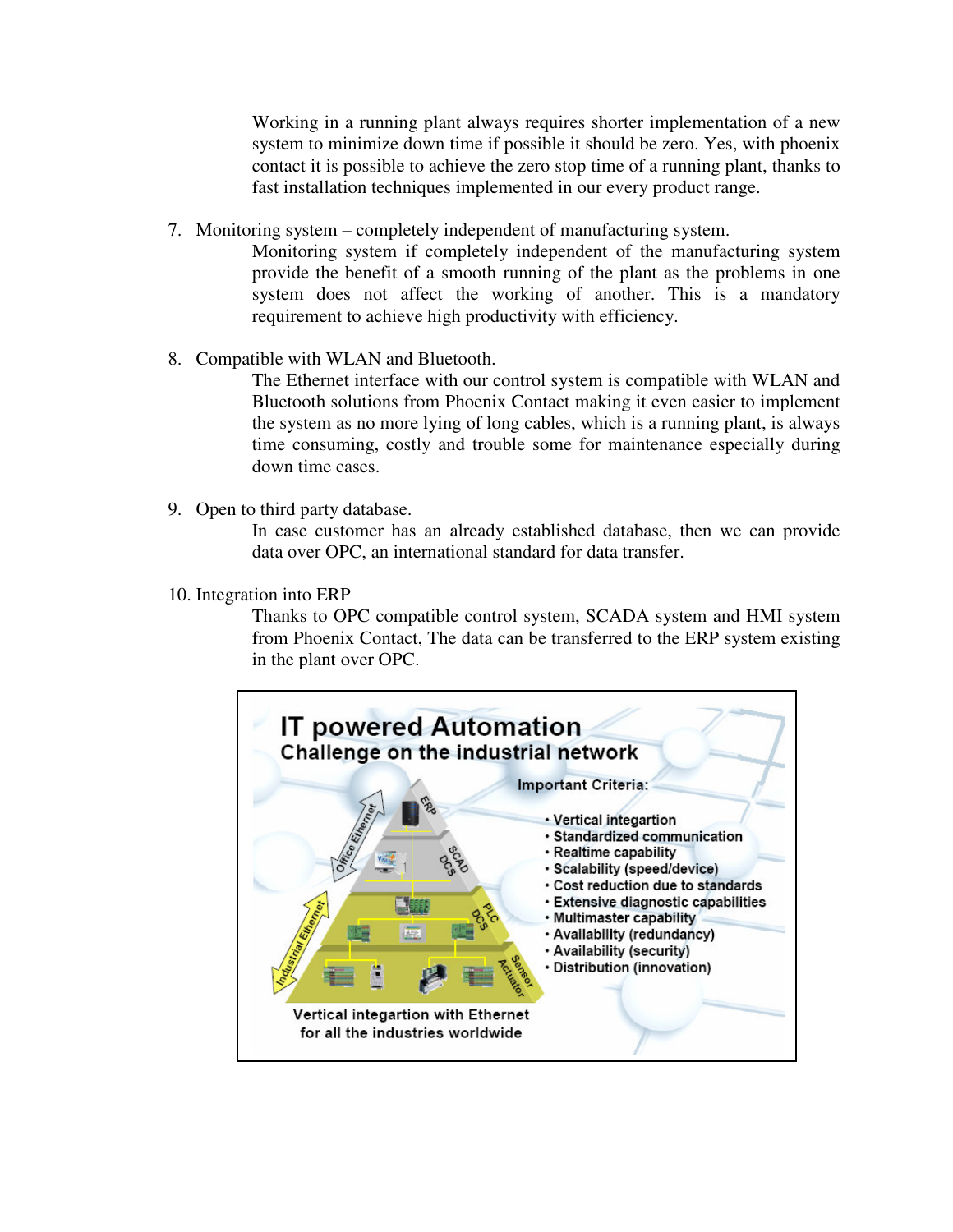Working in a running plant always requires shorter implementation of a new system to minimize down time if possible it should be zero. Yes, with phoenix contact it is possible to achieve the zero stop time of a running plant, thanks to fast installation techniques implemented in our every product range.

7. Monitoring system – completely independent of manufacturing system.

   Monitoring system if completely independent of the manufacturing system provide the benefit of a smooth running of the plant as the problems in one system does not affect the working of another. This is a mandatory requirement to achieve high productivity with efficiency.

8. Compatible with WLAN and Bluetooth.

   The Ethernet interface with our control system is compatible with WLAN and Bluetooth solutions from Phoenix Contact making it even easier to implement the system as no more lying of long cables, which is a running plant, is always time consuming, costly and trouble some for maintenance especially during down time cases.

9. Open to third party database.

   In case customer has an already established database, then we can provide data over OPC, an international standard for data transfer.

10. Integration into ERP

    Thanks to OPC compatible control system, SCADA system and HMI system from Phoenix Contact, The data can be transferred to the ERP system existing in the plant over OPC.

IT powered Automation

Challenge on the industrial network

Important Criteria:

- Vertical integartion
- Standardized communication
- Realtime capability
- Scalability (speed/device)
- Cost reduction due to standards
- Extensive diagnostic capabilities
- Multimaster capability
- Availability (redundancy)
- Availability (security)
- Distribution (innovation)

ERP

SCAD DCS

PLC DCS

Sensor Actuator

Office Ethernet

Industrial Ethernet

Vertical integartion with Ethernet for all the industries worldwide